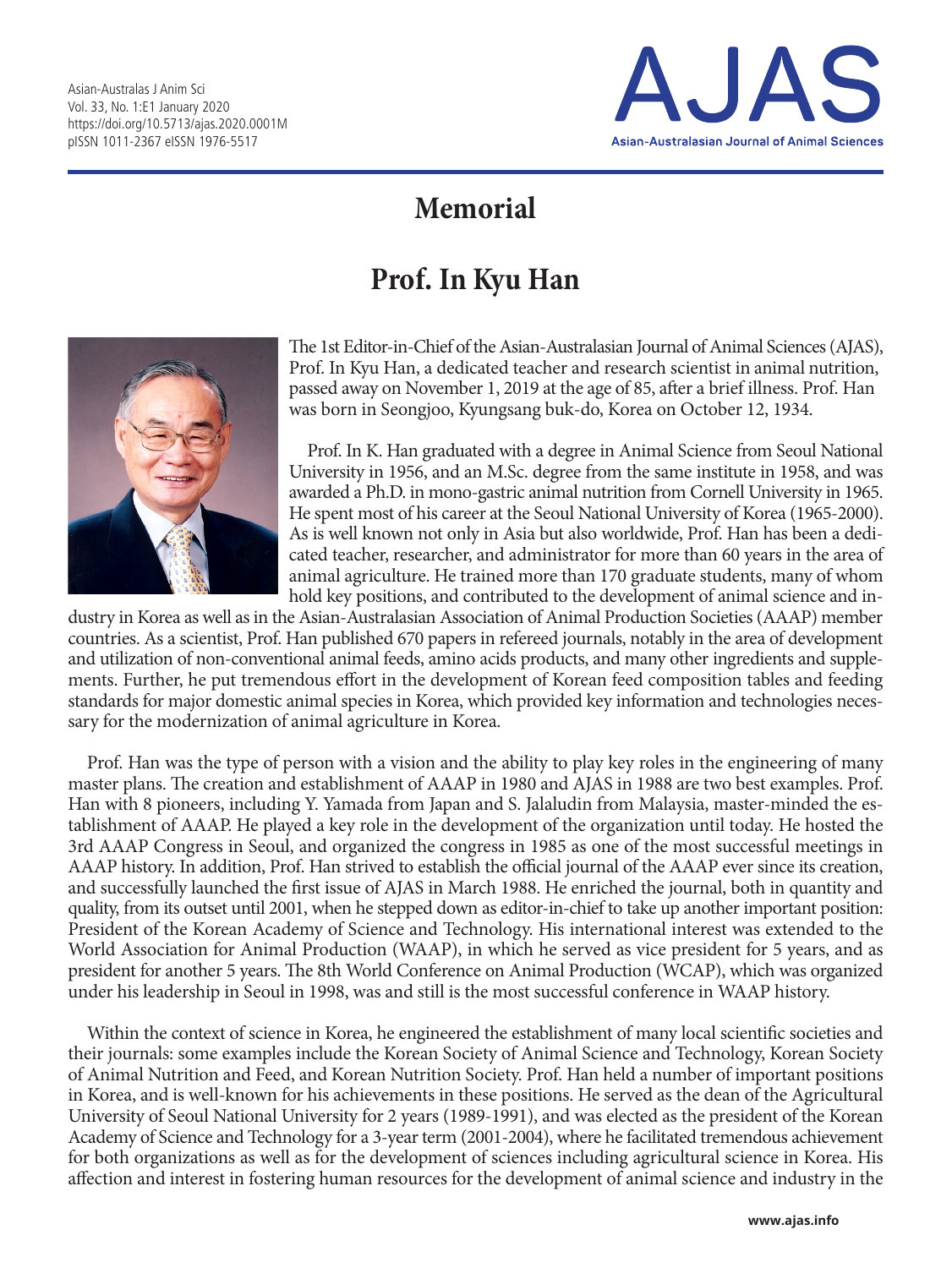# Memorial

# Prof. In Kyu Han

The 1st Editor-in-Chief of the Asian-Australasian Journal of Animal Sciences (AJAS), Prof. In Kyu Han, a dedicated teacher and research scientist in animal nutrition, passed away on November 1, 2019 at the age of 85, after a brief illness. Prof. Han was born in Seongjoo, Kyungsang buk-do, Korea on October 12, 1934.

Prof. In K. Han graduated with a degree in Animal Science from Seoul National University in 1956, and an M.Sc. degree from the same institute in 1958, and was awarded a Ph.D. in mono-gastric animal nutrition from Cornell University in 1965. He spent most of his career at the Seoul National University of Korea (1965-2000). As is well known not only in Asia but also worldwide, Prof. Han has been a dedicated teacher, researcher, and administrator for more than 60 years in the area of animal agriculture. He trained more than 170 graduate students, many of whom hold key positions, and contributed to the development of animal science and industry in Korea as well as in the Asian-Australasian Association of Animal Production Societies (AAAP) member countries. As a scientist, Prof. Han published 670 papers in refereed journals, notably in the area of development and utilization of non-conventional animal feeds, amino acids products, and many other ingredients and supplements. Further, he put tremendous effort in the development of Korean feed composition tables and feeding standards for major domestic animal species in Korea, which provided key information and technologies necessary for the modernization of animal agriculture in Korea.

Prof. Han was the type of person with a vision and the ability to play key roles in the engineering of many master plans. The creation and establishment of AAAP in 1980 and AJAS in 1988 are two best examples. Prof. Han with 8 pioneers, including Y. Yamada from Japan and S. Jalaludin from Malaysia, master-minded the establishment of AAAP. He played a key role in the development of the organization until today. He hosted the 3rd AAAP Congress in Seoul, and organized the congress in 1985 as one of the most successful meetings in AAAP history. In addition, Prof. Han strived to establish the official journal of the AAAP ever since its creation, and successfully launched the first issue of AJAS in March 1988. He enriched the journal, both in quantity and quality, from its outset until 2001, when he stepped down as editor-in-chief to take up another important position: President of the Korean Academy of Science and Technology. His international interest was extended to the World Association for Animal Production (WAAP), in which he served as vice president for 5 years, and as president for another 5 years. The 8th World Conference on Animal Production (WCAP), which was organized under his leadership in Seoul in 1998, was and still is the most successful conference in WAAP history.

Within the context of science in Korea, he engineered the establishment of many local scientific societies and their journals: some examples include the Korean Society of Animal Science and Technology, Korean Society of Animal Nutrition and Feed, and Korean Nutrition Society. Prof. Han held a number of important positions in Korea, and is well-known for his achievements in these positions. He served as the dean of the Agricultural University of Seoul National University for 2 years (1989-1991), and was elected as the president of the Korean Academy of Science and Technology for a 3-year term (2001-2004), where he facilitated tremendous achievement for both organizations as well as for the development of sciences including agricultural science in Korea. His affection and interest in fostering human resources for the development of animal science and industry in the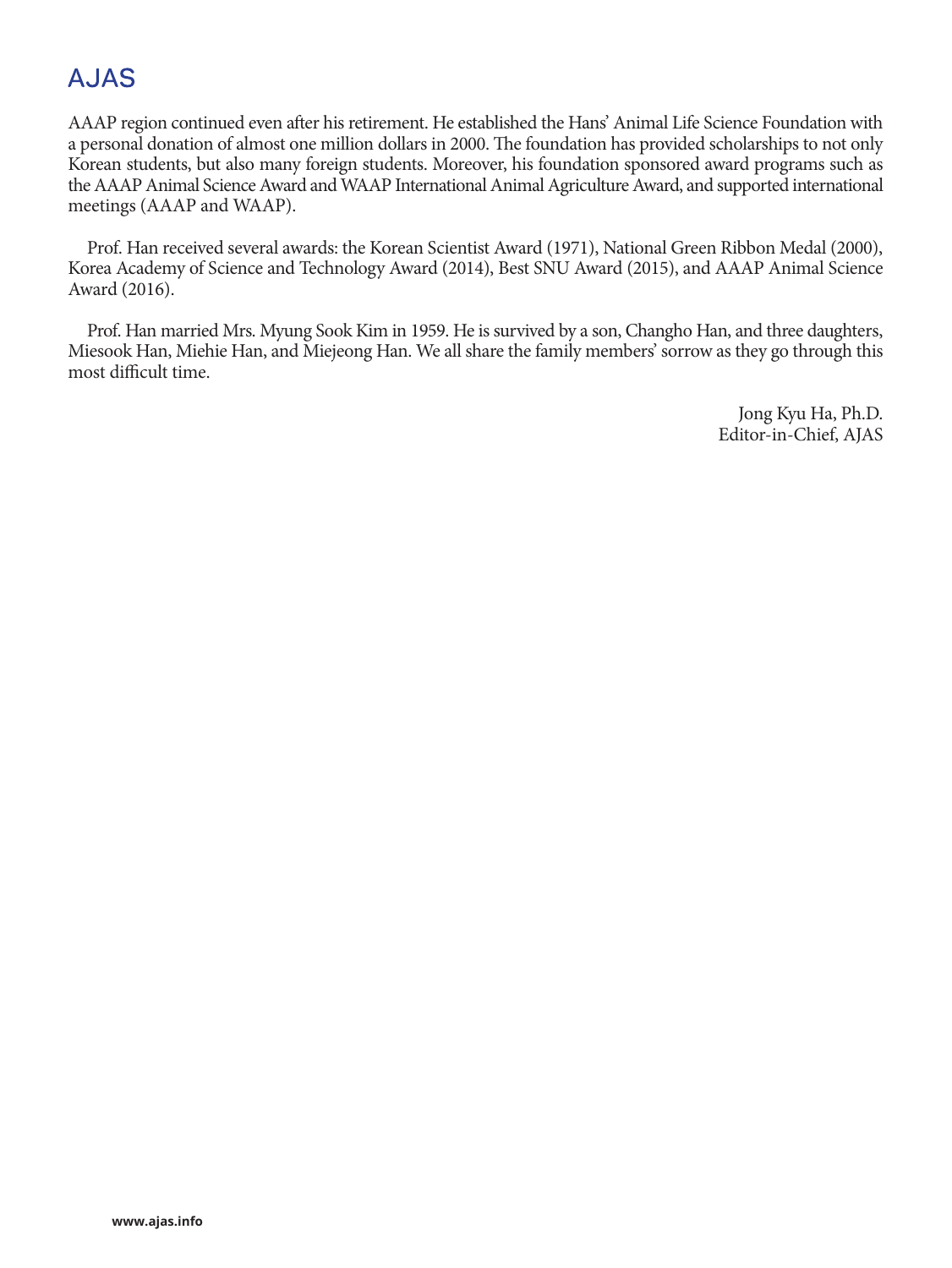AAAP region continued even after his retirement. He established the Hans' Animal Life Science Foundation with a personal donation of almost one million dollars in 2000. The foundation has provided scholarships to not only Korean students, but also many foreign students. Moreover, his foundation sponsored award programs such as the AAAP Animal Science Award and WAAP International Animal Agriculture Award, and supported international meetings (AAAP and WAAP).

Prof. Han received several awards: the Korean Scientist Award (1971), National Green Ribbon Medal (2000), Korea Academy of Science and Technology Award (2014), Best SNU Award (2015), and AAAP Animal Science Award (2016).

Prof. Han married Mrs. Myung Sook Kim in 1959. He is survived by a son, Changho Han, and three daughters, Miesook Han, Miehie Han, and Miejeong Han. We all share the family members' sorrow as they go through this most difficult time.

Jong Kyu Ha, Ph.D.
Editor-in-Chief, AJAS